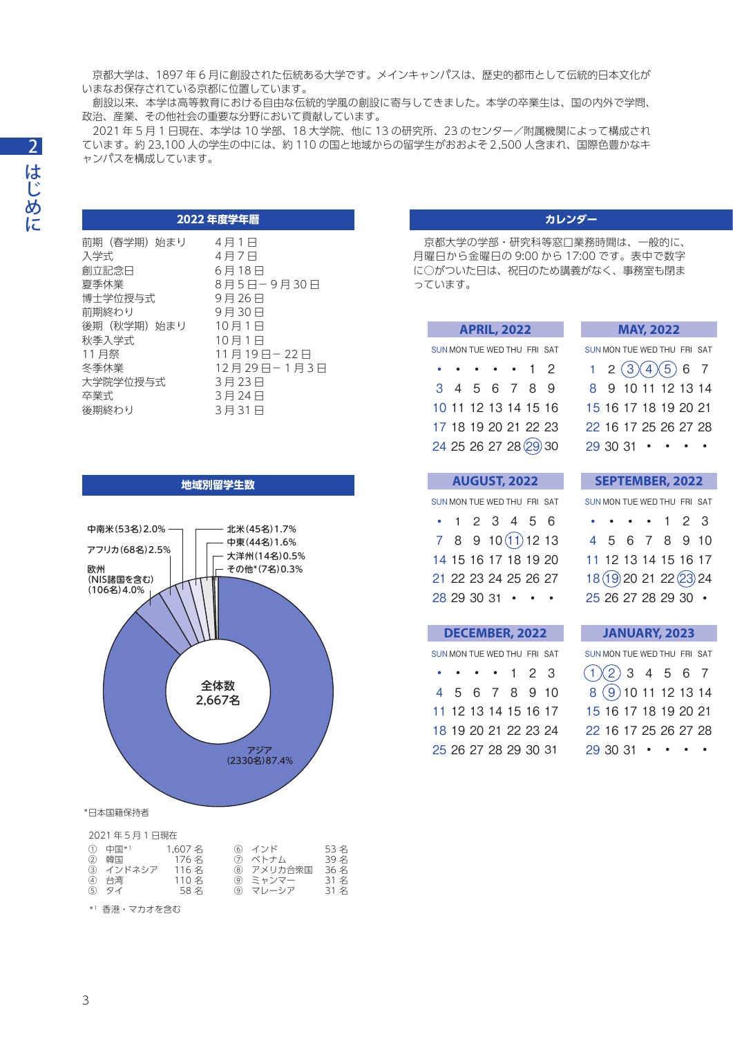京都大学は、1897 年 6 月に創設された伝統ある大学です。メインキャンパスは、歴史的都市として伝統的日本文化がいまなお保存されている京都に位置しています。

創設以来、本学は高等教育における自由な伝統的学風の創設に寄与してきました。本学の卒業生は、国の内外で学問、政治、産業、その他社会の重要な分野において貢献しています。

2021 年 5 月 1 日現在、本学は 10 学部、18 大学院、他に 13 の研究所、23 のセンター／附属機関によって構成されています。約 23,100 人の学生の中には、約 110 の国と地域からの留学生がおおよそ 2,500 人含まれ、国際色豊かなキャンパスを構成しています。

## 2022 年度学年暦

| | |
|---|---|
| 前期（春学期）始まり | 4 月 1 日 |
| 入学式 | 4 月 7 日 |
| 創立記念日 | 6 月 18 日 |
| 夏季休業 | 8 月 5 日－ 9 月 30 日 |
| 博士学位授与式 | 9 月 26 日 |
| 前期終わり | 9 月 30 日 |
| 後期（秋学期）始まり | 10 月 1 日 |
| 秋季入学式 | 10 月 1 日 |
| 11 月祭 | 11 月 19 日－ 22 日 |
| 冬季休業 | 12 月 29 日－ 1 月 3 日 |
| 大学院学位授与式 | 3 月 23 日 |
| 卒業式 | 3 月 24 日 |
| 後期終わり | 3 月 31 日 |

## 地域別留学生数

全体数 2,667名

- アジア (2330名) 87.4%
- 欧州 (NIS諸国を含む) (106名) 4.0%
- アフリカ (68名) 2.5%
- 中南米 (53名) 2.0%
- 北米 (45名) 1.7%
- 中東 (44名) 1.6%
- 大洋州 (14名) 0.5%
- その他* (7名) 0.3%

*日本国籍保持者

2021 年 5 月 1 日現在

| | | | | | |
|---|---|---|---|---|---|
| ① | 中国*1 | 1,607 名 | ⑥ | インド | 53 名 |
| ② | 韓国 | 176 名 | ⑦ | ベトナム | 39 名 |
| ③ | インドネシア | 116 名 | ⑧ | アメリカ合衆国 | 36 名 |
| ④ | 台湾 | 110 名 | ⑨ | ミャンマー | 31 名 |
| ⑤ | タイ | 58 名 | ⑨ | マレーシア | 31 名 |

*1 香港・マカオを含む

## カレンダー

京都大学の学部・研究科等窓口業務時間は、一般的に、月曜日から金曜日の 9:00 から 17:00 です。表中で数字に○がついた日は、祝日のため講義がなく、事務室も閉まっています。

**APRIL, 2022**

| SUN | MON | TUE | WED | THU | FRI | SAT |
|---|---|---|---|---|---|---|
| • | • | • | • | • | 1 | 2 |
| 3 | 4 | 5 | 6 | 7 | 8 | 9 |
| 10 | 11 | 12 | 13 | 14 | 15 | 16 |
| 17 | 18 | 19 | 20 | 21 | 22 | 23 |
| 24 | 25 | 26 | 27 | 28 | (29) | 30 |

**MAY, 2022**

| SUN | MON | TUE | WED | THU | FRI | SAT |
|---|---|---|---|---|---|---|
| 1 | 2 | (3) | (4) | (5) | 6 | 7 |
| 8 | 9 | 10 | 11 | 12 | 13 | 14 |
| 15 | 16 | 17 | 18 | 19 | 20 | 21 |
| 22 | 16 | 17 | 25 | 26 | 27 | 28 |
| 29 | 30 | 31 | • | • | • | • |

**AUGUST, 2022**

| SUN | MON | TUE | WED | THU | FRI | SAT |
|---|---|---|---|---|---|---|
| • | 1 | 2 | 3 | 4 | 5 | 6 |
| 7 | 8 | 9 | 10 | (11) | 12 | 13 |
| 14 | 15 | 16 | 17 | 18 | 19 | 20 |
| 21 | 22 | 23 | 24 | 25 | 26 | 27 |
| 28 | 29 | 30 | 31 | • | • | • |

**SEPTEMBER, 2022**

| SUN | MON | TUE | WED | THU | FRI | SAT |
|---|---|---|---|---|---|---|
| • | • | • | • | 1 | 2 | 3 |
| 4 | 5 | 6 | 7 | 8 | 9 | 10 |
| 11 | 12 | 13 | 14 | 15 | 16 | 17 |
| 18 | (19) | 20 | 21 | 22 | (23) | 24 |
| 25 | 26 | 27 | 28 | 29 | 30 | • |

**DECEMBER, 2022**

| SUN | MON | TUE | WED | THU | FRI | SAT |
|---|---|---|---|---|---|---|
| • | • | • | • | 1 | 2 | 3 |
| 4 | 5 | 6 | 7 | 8 | 9 | 10 |
| 11 | 12 | 13 | 14 | 15 | 16 | 17 |
| 18 | 19 | 20 | 21 | 22 | 23 | 24 |
| 25 | 26 | 27 | 28 | 29 | 30 | 31 |

**JANUARY, 2023**

| SUN | MON | TUE | WED | THU | FRI | SAT |
|---|---|---|---|---|---|---|
| (1) | (2) | 3 | 4 | 5 | 6 | 7 |
| 8 | (9) | 10 | 11 | 12 | 13 | 14 |
| 15 | 16 | 17 | 18 | 19 | 20 | 21 |
| 22 | 16 | 17 | 25 | 26 | 27 | 28 |
| 29 | 30 | 31 | • | • | • | • |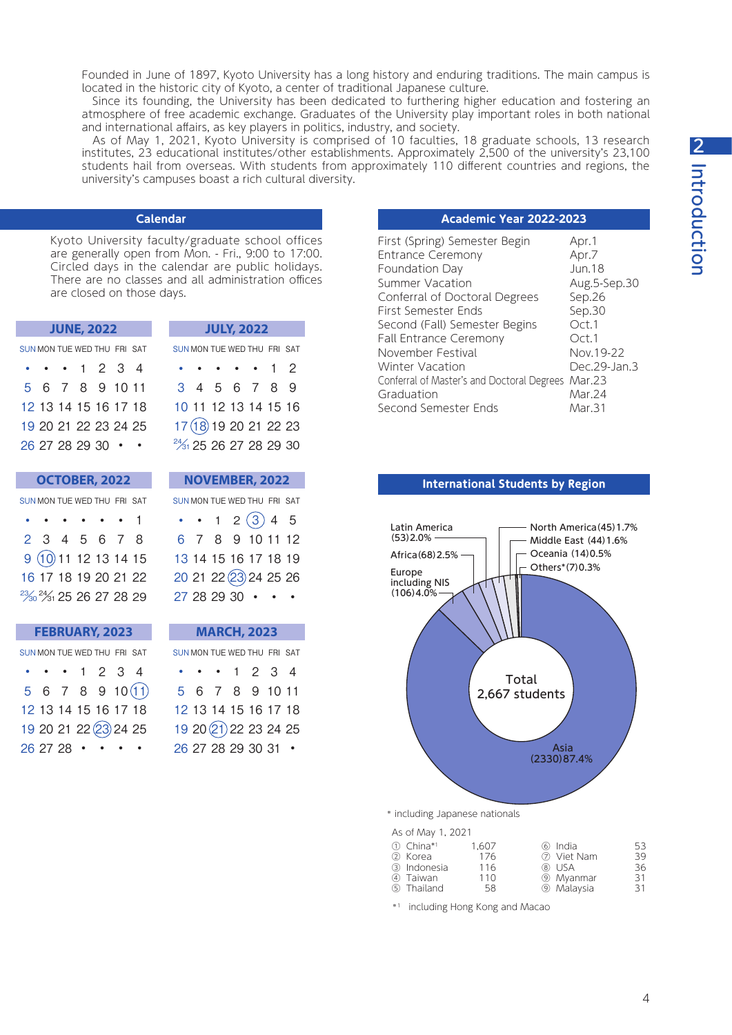Founded in June of 1897, Kyoto University has a long history and enduring traditions. The main campus is located in the historic city of Kyoto, a center of traditional Japanese culture.

Since its founding, the University has been dedicated to furthering higher education and fostering an atmosphere of free academic exchange. Graduates of the University play important roles in both national and international affairs, as key players in politics, industry, and society.

As of May 1, 2021, Kyoto University is comprised of 10 faculties, 18 graduate schools, 13 research institutes, 23 educational institutes/other establishments. Approximately 2,500 of the university's 23,100 students hail from overseas. With students from approximately 110 different countries and regions, the university's campuses boast a rich cultural diversity.

## Calendar

Kyoto University faculty/graduate school offices are generally open from Mon. - Fri., 9:00 to 17:00. Circled days in the calendar are public holidays. There are no classes and all administration offices are closed on those days.

### JUNE, 2022

| SUN | MON | TUE | WED | THU | FRI | SAT |
|---|---|---|---|---|---|---|
| • | • | • | 1 | 2 | 3 | 4 |
| 5 | 6 | 7 | 8 | 9 | 10 | 11 |
| 12 | 13 | 14 | 15 | 16 | 17 | 18 |
| 19 | 20 | 21 | 22 | 23 | 24 | 25 |
| 26 | 27 | 28 | 29 | 30 | • | • |

### JULY, 2022

| SUN | MON | TUE | WED | THU | FRI | SAT |
|---|---|---|---|---|---|---|
| • | • | • | • | • | 1 | 2 |
| 3 | 4 | 5 | 6 | 7 | 8 | 9 |
| 10 | 11 | 12 | 13 | 14 | 15 | 16 |
| 17 | (18) | 19 | 20 | 21 | 22 | 23 |
| 24/31 | 25 | 26 | 27 | 28 | 29 | 30 |

### OCTOBER, 2022

| SUN | MON | TUE | WED | THU | FRI | SAT |
|---|---|---|---|---|---|---|
| • | • | • | • | • | • | 1 |
| 2 | 3 | 4 | 5 | 6 | 7 | 8 |
| 9 | (10) | 11 | 12 | 13 | 14 | 15 |
| 16 | 17 | 18 | 19 | 20 | 21 | 22 |
| 23/30 | 24/31 | 25 | 26 | 27 | 28 | 29 |

### NOVEMBER, 2022

| SUN | MON | TUE | WED | THU | FRI | SAT |
|---|---|---|---|---|---|---|
| • | • | 1 | 2 | (3) | 4 | 5 |
| 6 | 7 | 8 | 9 | 10 | 11 | 12 |
| 13 | 14 | 15 | 16 | 17 | 18 | 19 |
| 20 | 21 | 22 | (23) | 24 | 25 | 26 |
| 27 | 28 | 29 | 30 | • | • | • |

### FEBRUARY, 2023

| SUN | MON | TUE | WED | THU | FRI | SAT |
|---|---|---|---|---|---|---|
| • | • | • | 1 | 2 | 3 | 4 |
| 5 | 6 | 7 | 8 | 9 | 10 | (11) |
| 12 | 13 | 14 | 15 | 16 | 17 | 18 |
| 19 | 20 | 21 | 22 | (23) | 24 | 25 |
| 26 | 27 | 28 | • | • | • | • |

### MARCH, 2023

| SUN | MON | TUE | WED | THU | FRI | SAT |
|---|---|---|---|---|---|---|
| • | • | • | 1 | 2 | 3 | 4 |
| 5 | 6 | 7 | 8 | 9 | 10 | 11 |
| 12 | 13 | 14 | 15 | 16 | 17 | 18 |
| 19 | 20 | (21) | 22 | 23 | 24 | 25 |
| 26 | 27 | 28 | 29 | 30 | 31 | • |

## Academic Year 2022-2023

| | |
|---|---|
| First (Spring) Semester Begin | Apr.1 |
| Entrance Ceremony | Apr.7 |
| Foundation Day | Jun.18 |
| Summer Vacation | Aug.5-Sep.30 |
| Conferral of Doctoral Degrees | Sep.26 |
| First Semester Ends | Sep.30 |
| Second (Fall) Semester Begins | Oct.1 |
| Fall Entrance Ceremony | Oct.1 |
| November Festival | Nov.19-22 |
| Winter Vacation | Dec.29-Jan.3 |
| Conferral of Master's and Doctoral Degrees | Mar.23 |
| Graduation | Mar.24 |
| Second Semester Ends | Mar.31 |

## International Students by Region

Latin America (53) 2.0%
Africa (68) 2.5%
Europe including NIS (106) 4.0%
North America (45) 1.7%
Middle East (44) 1.6%
Oceania (14) 0.5%
Others* (7) 0.3%
Asia (2330) 87.4%
Total 2,667 students

\* including Japanese nationals

As of May 1, 2021

| | | | |
|---|---|---|---|
| ① China*[1] | 1,607 | ⑥ India | 53 |
| ② Korea | 176 | ⑦ Viet Nam | 39 |
| ③ Indonesia | 116 | ⑧ USA | 36 |
| ④ Taiwan | 110 | ⑨ Myanmar | 31 |
| ⑤ Thailand | 58 | ⑨ Malaysia | 31 |

*[1] including Hong Kong and Macao